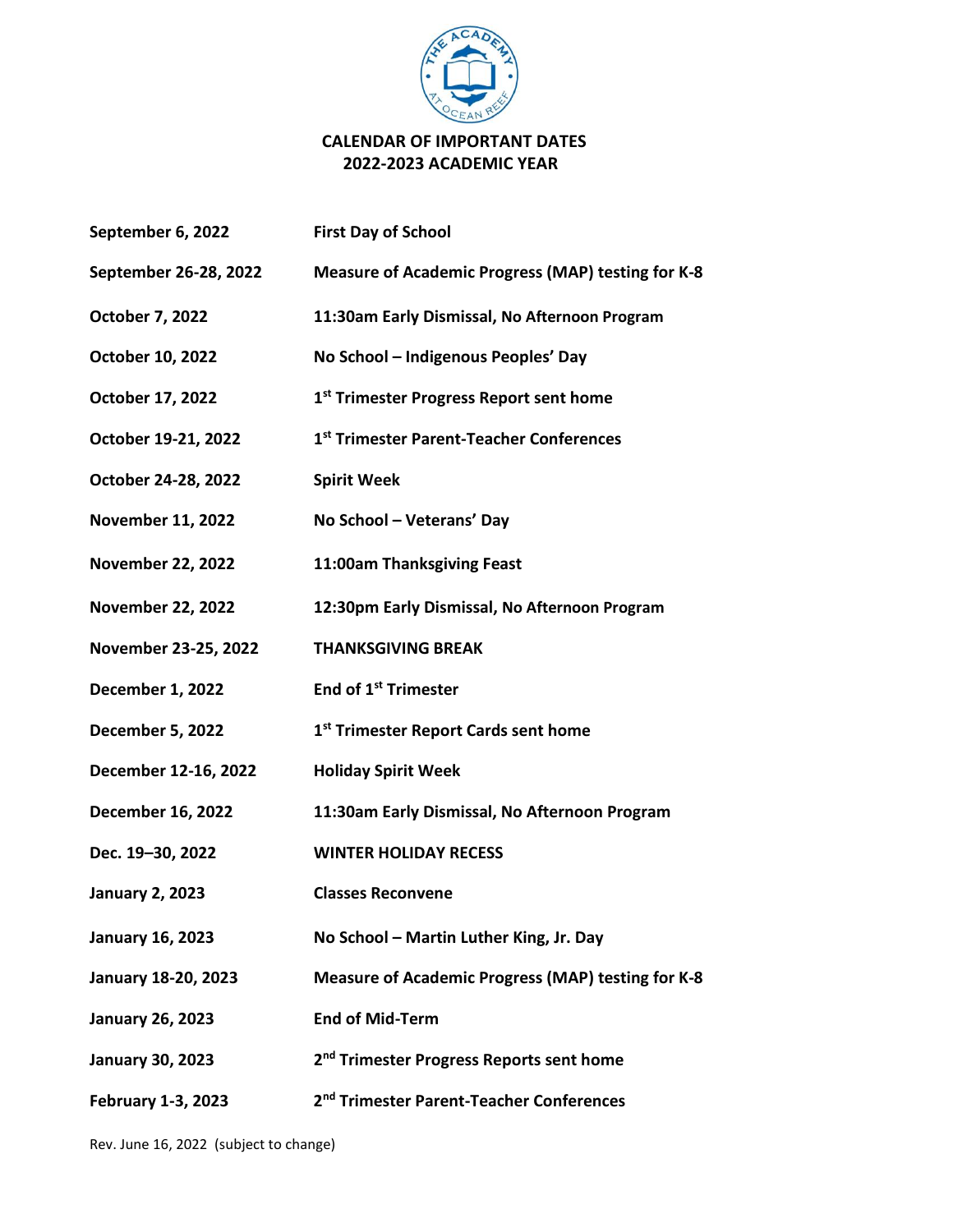# CALENDAR OF IMPORTANT DATES
## 2022-2023 ACADEMIC YEAR

| | |
|---|---|
| **September 6, 2022** | **First Day of School** |
| **September 26-28, 2022** | **Measure of Academic Progress (MAP) testing for K-8** |
| **October 7, 2022** | **11:30am Early Dismissal, No Afternoon Program** |
| **October 10, 2022** | **No School – Indigenous Peoples' Day** |
| **October 17, 2022** | **1st Trimester Progress Report sent home** |
| **October 19-21, 2022** | **1st Trimester Parent-Teacher Conferences** |
| **October 24-28, 2022** | **Spirit Week** |
| **November 11, 2022** | **No School – Veterans' Day** |
| **November 22, 2022** | **11:00am Thanksgiving Feast** |
| **November 22, 2022** | **12:30pm Early Dismissal, No Afternoon Program** |
| **November 23-25, 2022** | **THANKSGIVING BREAK** |
| **December 1, 2022** | **End of 1st Trimester** |
| **December 5, 2022** | **1st Trimester Report Cards sent home** |
| **December 12-16, 2022** | **Holiday Spirit Week** |
| **December 16, 2022** | **11:30am Early Dismissal, No Afternoon Program** |
| **Dec. 19–30, 2022** | **WINTER HOLIDAY RECESS** |
| **January 2, 2023** | **Classes Reconvene** |
| **January 16, 2023** | **No School – Martin Luther King, Jr. Day** |
| **January 18-20, 2023** | **Measure of Academic Progress (MAP) testing for K-8** |
| **January 26, 2023** | **End of Mid-Term** |
| **January 30, 2023** | **2nd Trimester Progress Reports sent home** |
| **February 1-3, 2023** | **2nd Trimester Parent-Teacher Conferences** |

Rev. June 16, 2022 (subject to change)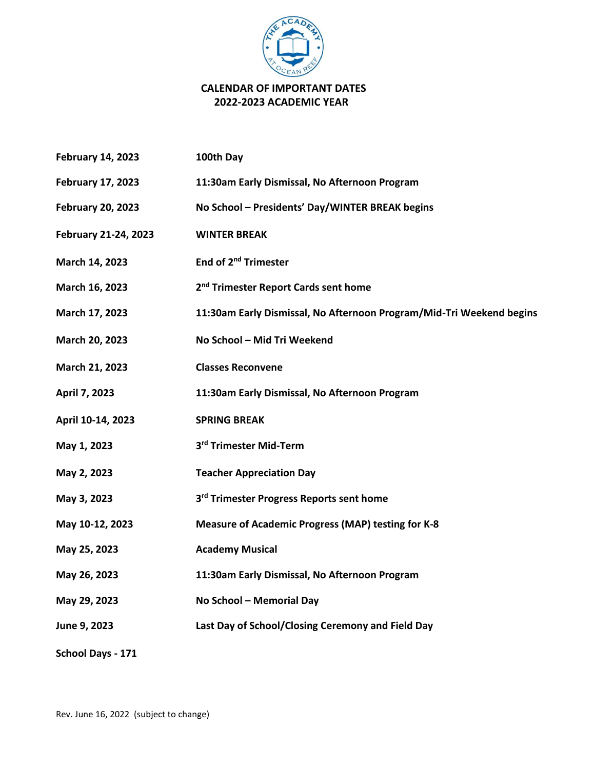## CALENDAR OF IMPORTANT DATES
## 2022-2023 ACADEMIC YEAR

| | |
|---|---|
| **February 14, 2023** | **100th Day** |
| **February 17, 2023** | **11:30am Early Dismissal, No Afternoon Program** |
| **February 20, 2023** | **No School – Presidents' Day/WINTER BREAK begins** |
| **February 21-24, 2023** | **WINTER BREAK** |
| **March 14, 2023** | **End of 2nd Trimester** |
| **March 16, 2023** | **2nd Trimester Report Cards sent home** |
| **March 17, 2023** | **11:30am Early Dismissal, No Afternoon Program/Mid-Tri Weekend begins** |
| **March 20, 2023** | **No School – Mid Tri Weekend** |
| **March 21, 2023** | **Classes Reconvene** |
| **April 7, 2023** | **11:30am Early Dismissal, No Afternoon Program** |
| **April 10-14, 2023** | **SPRING BREAK** |
| **May 1, 2023** | **3rd Trimester Mid-Term** |
| **May 2, 2023** | **Teacher Appreciation Day** |
| **May 3, 2023** | **3rd Trimester Progress Reports sent home** |
| **May 10-12, 2023** | **Measure of Academic Progress (MAP) testing for K-8** |
| **May 25, 2023** | **Academy Musical** |
| **May 26, 2023** | **11:30am Early Dismissal, No Afternoon Program** |
| **May 29, 2023** | **No School – Memorial Day** |
| **June 9, 2023** | **Last Day of School/Closing Ceremony and Field Day** |

**School Days - 171**

Rev. June 16, 2022 (subject to change)